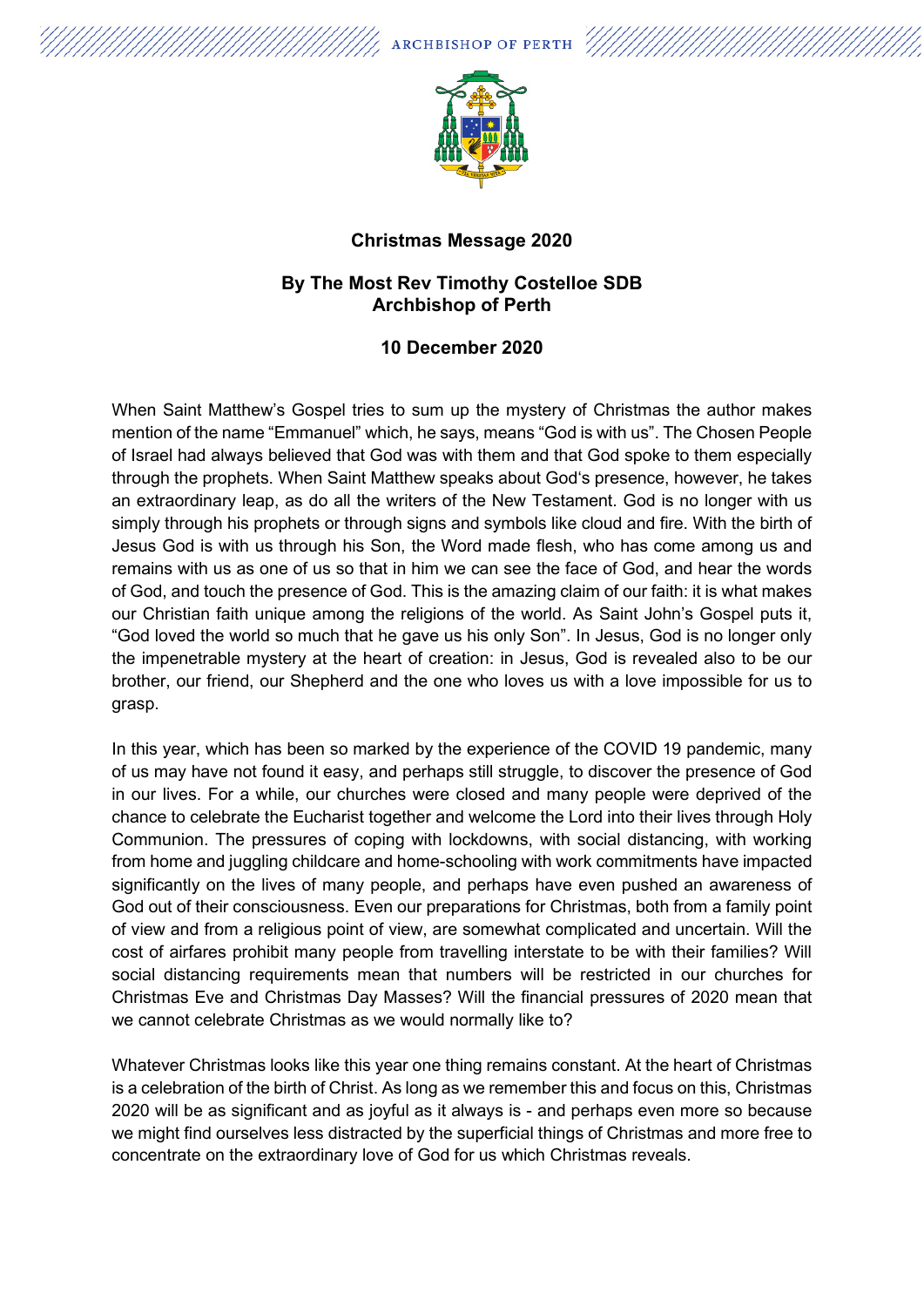ARCHBISHOP OF PERTH

## Christmas Message 2020

### By The Most Rev Timothy Costelloe SDB
### Archbishop of Perth

### 10 December 2020

When Saint Matthew's Gospel tries to sum up the mystery of Christmas the author makes mention of the name "Emmanuel" which, he says, means "God is with us". The Chosen People of Israel had always believed that God was with them and that God spoke to them especially through the prophets. When Saint Matthew speaks about God's presence, however, he takes an extraordinary leap, as do all the writers of the New Testament. God is no longer with us simply through his prophets or through signs and symbols like cloud and fire. With the birth of Jesus God is with us through his Son, the Word made flesh, who has come among us and remains with us as one of us so that in him we can see the face of God, and hear the words of God, and touch the presence of God. This is the amazing claim of our faith: it is what makes our Christian faith unique among the religions of the world. As Saint John's Gospel puts it, "God loved the world so much that he gave us his only Son". In Jesus, God is no longer only the impenetrable mystery at the heart of creation: in Jesus, God is revealed also to be our brother, our friend, our Shepherd and the one who loves us with a love impossible for us to grasp.

In this year, which has been so marked by the experience of the COVID 19 pandemic, many of us may have not found it easy, and perhaps still struggle, to discover the presence of God in our lives. For a while, our churches were closed and many people were deprived of the chance to celebrate the Eucharist together and welcome the Lord into their lives through Holy Communion. The pressures of coping with lockdowns, with social distancing, with working from home and juggling childcare and home-schooling with work commitments have impacted significantly on the lives of many people, and perhaps have even pushed an awareness of God out of their consciousness. Even our preparations for Christmas, both from a family point of view and from a religious point of view, are somewhat complicated and uncertain. Will the cost of airfares prohibit many people from travelling interstate to be with their families? Will social distancing requirements mean that numbers will be restricted in our churches for Christmas Eve and Christmas Day Masses? Will the financial pressures of 2020 mean that we cannot celebrate Christmas as we would normally like to?

Whatever Christmas looks like this year one thing remains constant. At the heart of Christmas is a celebration of the birth of Christ. As long as we remember this and focus on this, Christmas 2020 will be as significant and as joyful as it always is - and perhaps even more so because we might find ourselves less distracted by the superficial things of Christmas and more free to concentrate on the extraordinary love of God for us which Christmas reveals.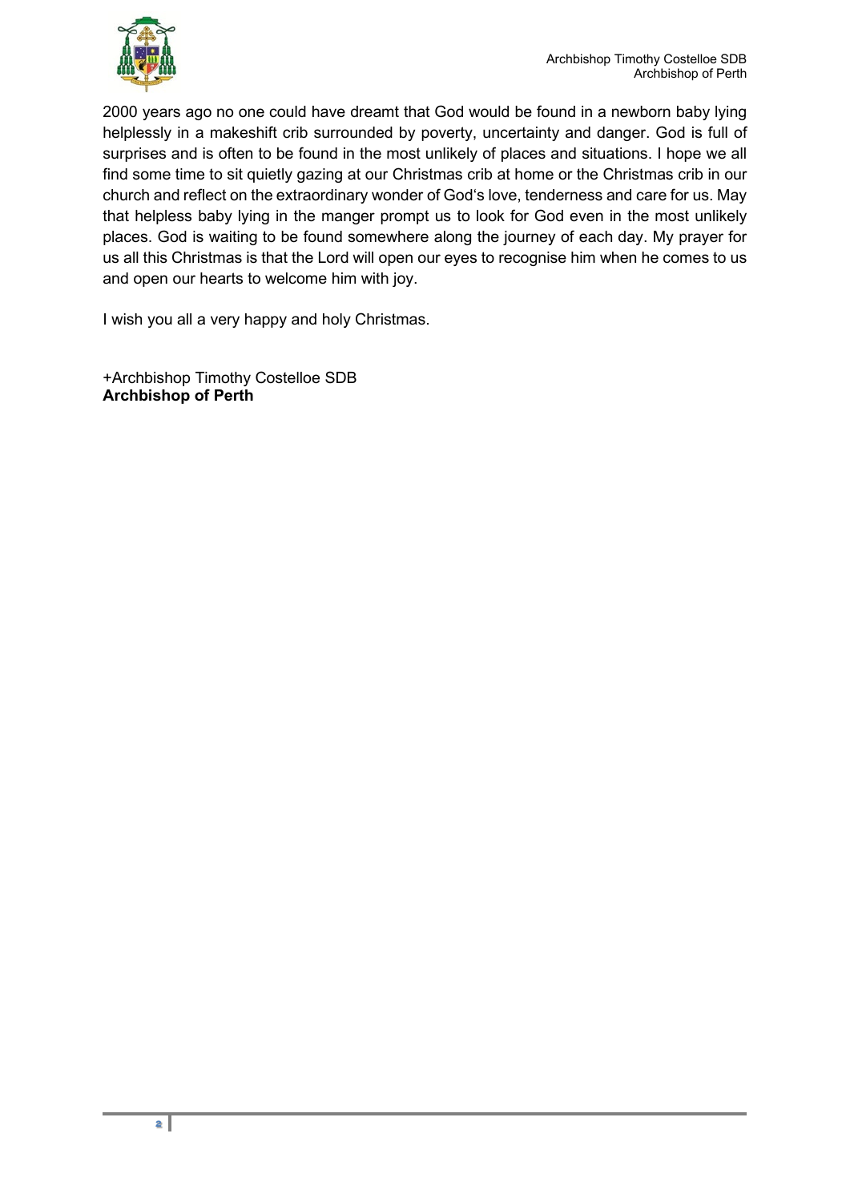2000 years ago no one could have dreamt that God would be found in a newborn baby lying helplessly in a makeshift crib surrounded by poverty, uncertainty and danger. God is full of surprises and is often to be found in the most unlikely of places and situations. I hope we all find some time to sit quietly gazing at our Christmas crib at home or the Christmas crib in our church and reflect on the extraordinary wonder of God's love, tenderness and care for us. May that helpless baby lying in the manger prompt us to look for God even in the most unlikely places. God is waiting to be found somewhere along the journey of each day. My prayer for us all this Christmas is that the Lord will open our eyes to recognise him when he comes to us and open our hearts to welcome him with joy.

I wish you all a very happy and holy Christmas.

+Archbishop Timothy Costelloe SDB
**Archbishop of Perth**